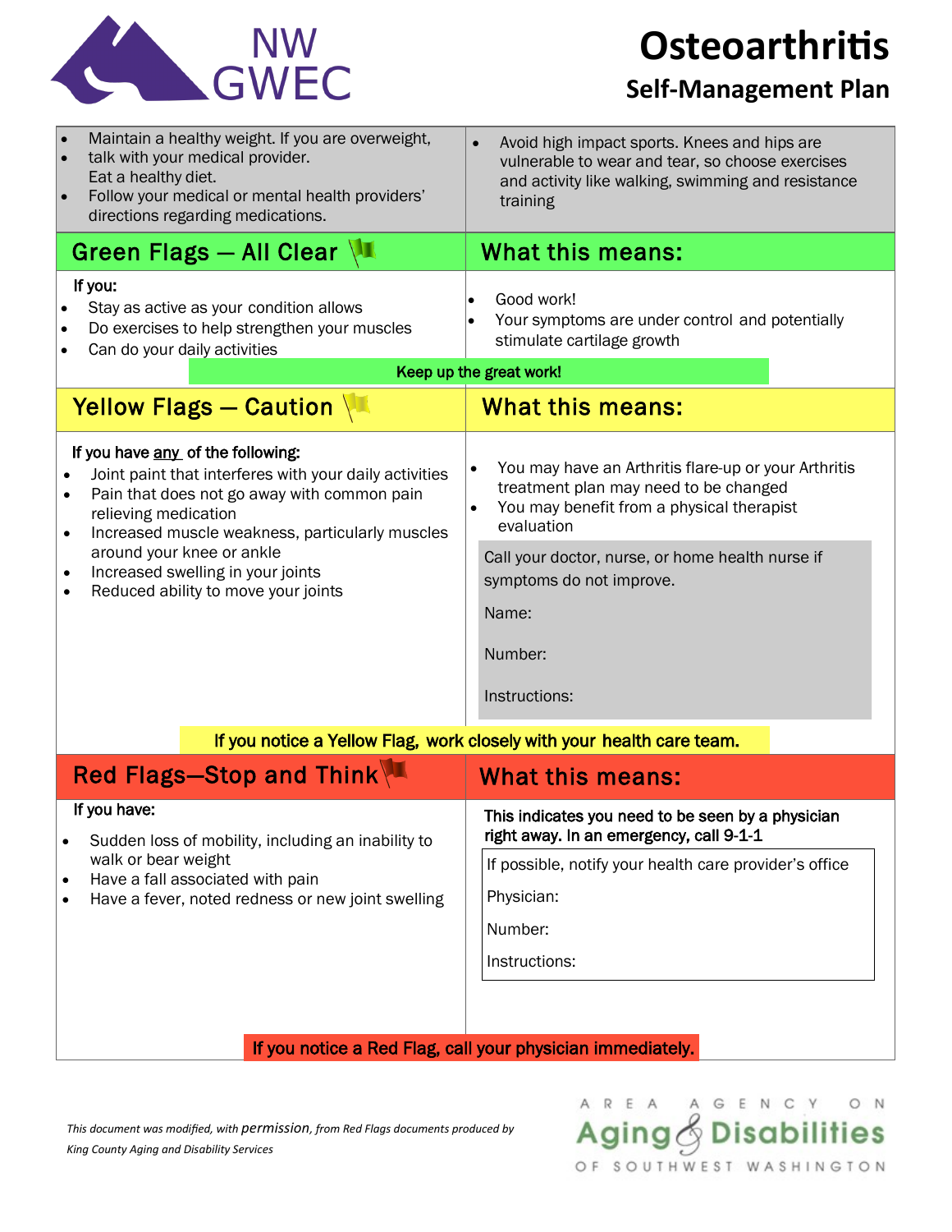# Osteoarthritis

## Self-Management Plan

- Maintain a healthy weight. If you are overweight,
- talk with your medical provider.
  Eat a healthy diet.
- Follow your medical or mental health providers' directions regarding medications.

- Avoid high impact sports. Knees and hips are vulnerable to wear and tear, so choose exercises and activity like walking, swimming and resistance training

## Green Flags — All Clear

**If you:**

- Stay as active as your condition allows
- Do exercises to help strengthen your muscles
- Can do your daily activities

### What this means:

- Good work!
- Your symptoms are under control and potentially stimulate cartilage growth

**Keep up the great work!**

## Yellow Flags — Caution

**If you have <u>any</u> of the following:**

- Joint paint that interferes with your daily activities
- Pain that does not go away with common pain relieving medication
- Increased muscle weakness, particularly muscles around your knee or ankle
- Increased swelling in your joints
- Reduced ability to move your joints

### What this means:

- You may have an Arthritis flare-up or your Arthritis treatment plan may need to be changed
- You may benefit from a physical therapist evaluation

Call your doctor, nurse, or home health nurse if symptoms do not improve.

Name:

Number:

Instructions:

**If you notice a Yellow Flag, work closely with your health care team.**

## Red Flags—Stop and Think

**If you have:**

- Sudden loss of mobility, including an inability to walk or bear weight
- Have a fall associated with pain
- Have a fever, noted redness or new joint swelling

### What this means:

**This indicates you need to be seen by a physician right away. In an emergency, call 9-1-1**

If possible, notify your health care provider's office

Physician:

Number:

Instructions:

**If you notice a Red Flag, call your physician immediately.**

*This document was modified, with permission, from Red Flags documents produced by King County Aging and Disability Services*

Area Agency on Aging & Disabilities of Southwest Washington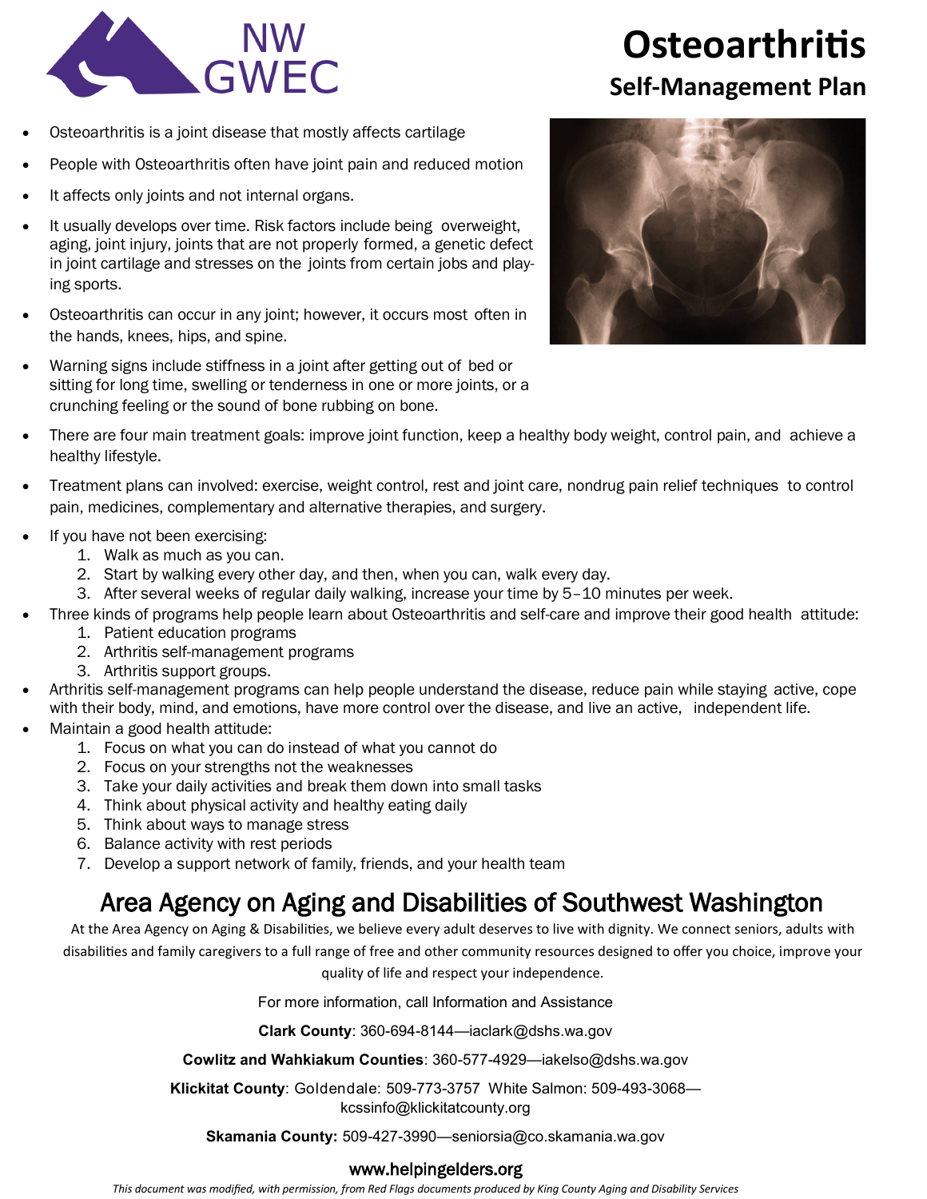NW GWEC

# Osteoarthritis

## Self-Management Plan

- Osteoarthritis is a joint disease that mostly affects cartilage
- People with Osteoarthritis often have joint pain and reduced motion
- It affects only joints and not internal organs.
- It usually develops over time. Risk factors include being overweight, aging, joint injury, joints that are not properly formed, a genetic defect in joint cartilage and stresses on the joints from certain jobs and playing sports.
- Osteoarthritis can occur in any joint; however, it occurs most often in the hands, knees, hips, and spine.
- Warning signs include stiffness in a joint after getting out of bed or sitting for long time, swelling or tenderness in one or more joints, or a crunching feeling or the sound of bone rubbing on bone.
- There are four main treatment goals: improve joint function, keep a healthy body weight, control pain, and achieve a healthy lifestyle.
- Treatment plans can involved: exercise, weight control, rest and joint care, nondrug pain relief techniques to control pain, medicines, complementary and alternative therapies, and surgery.
- If you have not been exercising:
  1. Walk as much as you can.
  2. Start by walking every other day, and then, when you can, walk every day.
  3. After several weeks of regular daily walking, increase your time by 5–10 minutes per week.
- Three kinds of programs help people learn about Osteoarthritis and self-care and improve their good health attitude:
  1. Patient education programs
  2. Arthritis self-management programs
  3. Arthritis support groups.
- Arthritis self-management programs can help people understand the disease, reduce pain while staying active, cope with their body, mind, and emotions, have more control over the disease, and live an active, independent life.
- Maintain a good health attitude:
  1. Focus on what you can do instead of what you cannot do
  2. Focus on your strengths not the weaknesses
  3. Take your daily activities and break them down into small tasks
  4. Think about physical activity and healthy eating daily
  5. Think about ways to manage stress
  6. Balance activity with rest periods
  7. Develop a support network of family, friends, and your health team

## Area Agency on Aging and Disabilities of Southwest Washington

At the Area Agency on Aging & Disabilities, we believe every adult deserves to live with dignity. We connect seniors, adults with disabilities and family caregivers to a full range of free and other community resources designed to offer you choice, improve your quality of life and respect your independence.

For more information, call Information and Assistance

**Clark County**: 360-694-8144—iaclark@dshs.wa.gov

**Cowlitz and Wahkiakum Counties**: 360-577-4929—iakelso@dshs.wa.gov

**Klickitat County**: Goldendale: 509-773-3757 White Salmon: 509-493-3068—kcssinfo@klickitatcounty.org

**Skamania County:** 509-427-3990—seniorsia@co.skamania.wa.gov

www.helpingelders.org

*This document was modified, with permission, from Red Flags documents produced by King County Aging and Disability Services*